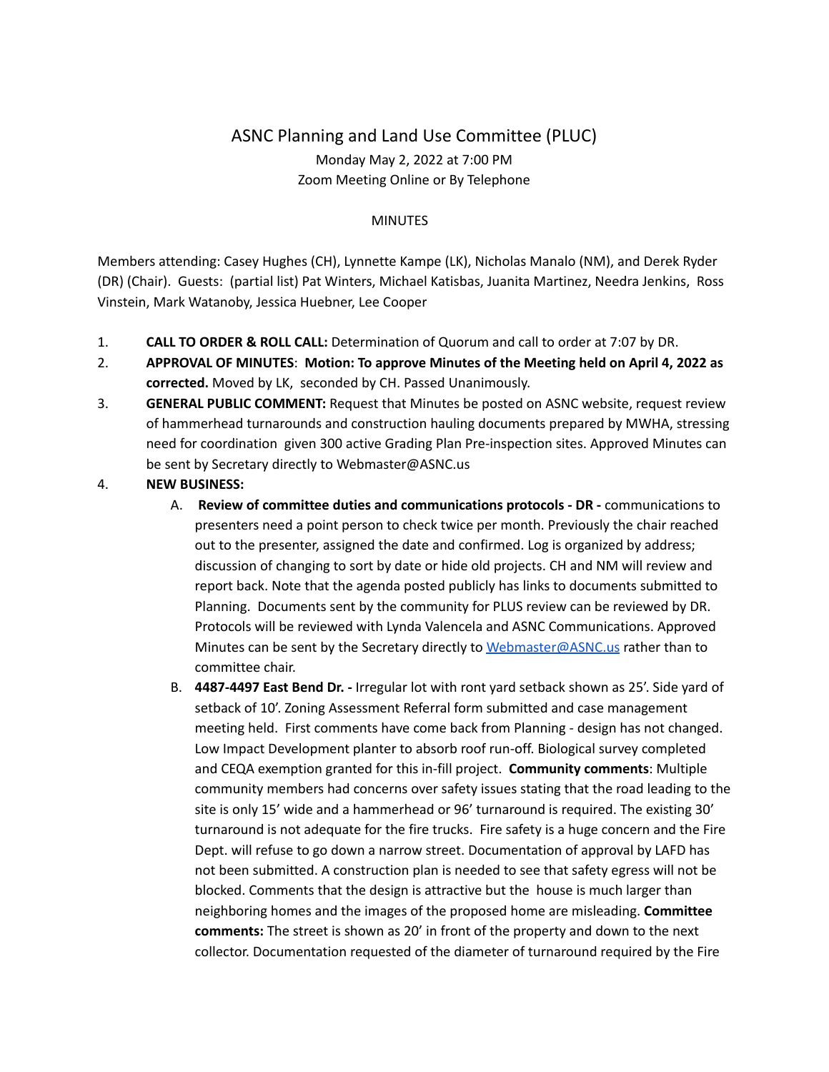# ASNC Planning and Land Use Committee (PLUC)

Monday May 2, 2022 at 7:00 PM
Zoom Meeting Online or By Telephone

MINUTES

Members attending: Casey Hughes (CH), Lynnette Kampe (LK), Nicholas Manalo (NM), and Derek Ryder (DR) (Chair). Guests: (partial list) Pat Winters, Michael Katisbas, Juanita Martinez, Needra Jenkins, Ross Vinstein, Mark Watanoby, Jessica Huebner, Lee Cooper

1. **CALL TO ORDER & ROLL CALL:** Determination of Quorum and call to order at 7:07 by DR.
2. **APPROVAL OF MINUTES**: **Motion: To approve Minutes of the Meeting held on April 4, 2022 as corrected.** Moved by LK, seconded by CH. Passed Unanimously.
3. **GENERAL PUBLIC COMMENT:** Request that Minutes be posted on ASNC website, request review of hammerhead turnarounds and construction hauling documents prepared by MWHA, stressing need for coordination given 300 active Grading Plan Pre-inspection sites. Approved Minutes can be sent by Secretary directly to Webmaster@ASNC.us
4. **NEW BUSINESS:**
   A. **Review of committee duties and communications protocols - DR -** communications to presenters need a point person to check twice per month. Previously the chair reached out to the presenter, assigned the date and confirmed. Log is organized by address; discussion of changing to sort by date or hide old projects. CH and NM will review and report back. Note that the agenda posted publicly has links to documents submitted to Planning. Documents sent by the community for PLUS review can be reviewed by DR. Protocols will be reviewed with Lynda Valencela and ASNC Communications. Approved Minutes can be sent by the Secretary directly to [Webmaster@ASNC.us](mailto:Webmaster@ASNC.us) rather than to committee chair.

   B. **4487-4497 East Bend Dr. -** Irregular lot with ront yard setback shown as 25'. Side yard of setback of 10'. Zoning Assessment Referral form submitted and case management meeting held. First comments have come back from Planning - design has not changed. Low Impact Development planter to absorb roof run-off. Biological survey completed and CEQA exemption granted for this in-fill project. **Community comments**: Multiple community members had concerns over safety issues stating that the road leading to the site is only 15' wide and a hammerhead or 96' turnaround is required. The existing 30' turnaround is not adequate for the fire trucks. Fire safety is a huge concern and the Fire Dept. will refuse to go down a narrow street. Documentation of approval by LAFD has not been submitted. A construction plan is needed to see that safety egress will not be blocked. Comments that the design is attractive but the house is much larger than neighboring homes and the images of the proposed home are misleading. **Committee comments:** The street is shown as 20' in front of the property and down to the next collector. Documentation requested of the diameter of turnaround required by the Fire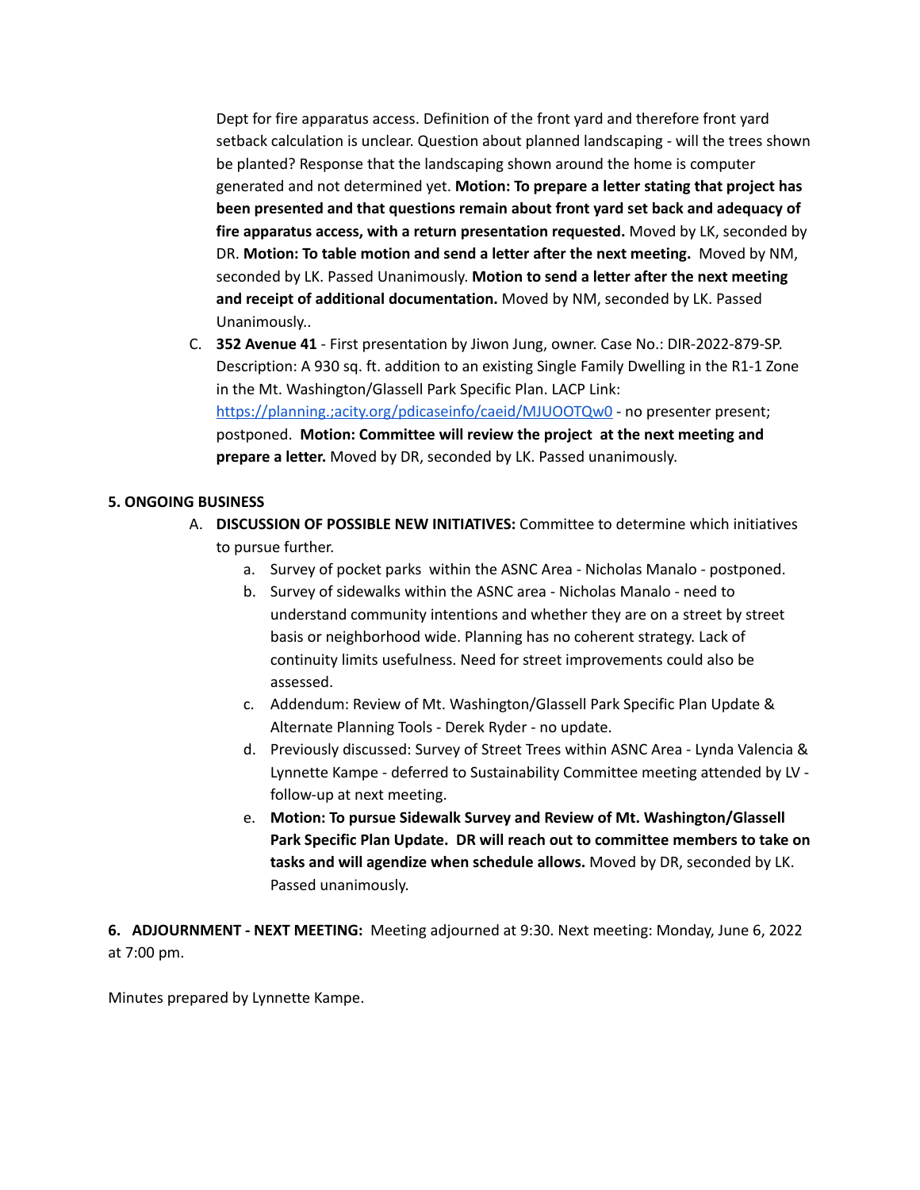Dept for fire apparatus access. Definition of the front yard and therefore front yard setback calculation is unclear. Question about planned landscaping - will the trees shown be planted? Response that the landscaping shown around the home is computer generated and not determined yet. **Motion: To prepare a letter stating that project has been presented and that questions remain about front yard set back and adequacy of fire apparatus access, with a return presentation requested.** Moved by LK, seconded by DR. **Motion: To table motion and send a letter after the next meeting.** Moved by NM, seconded by LK. Passed Unanimously. **Motion to send a letter after the next meeting and receipt of additional documentation.** Moved by NM, seconded by LK. Passed Unanimously..

C. **352 Avenue 41** - First presentation by Jiwon Jung, owner. Case No.: DIR-2022-879-SP. Description: A 930 sq. ft. addition to an existing Single Family Dwelling in the R1-1 Zone in the Mt. Washington/Glassell Park Specific Plan. LACP Link: [https://planning.;acity.org/pdicaseinfo/caeid/MJUOOTQw0](https://planning.;acity.org/pdicaseinfo/caeid/MJUOOTQw0) - no presenter present; postponed. **Motion: Committee will review the project at the next meeting and prepare a letter.** Moved by DR, seconded by LK. Passed unanimously.

**5. ONGOING BUSINESS**

A. **DISCUSSION OF POSSIBLE NEW INITIATIVES:** Committee to determine which initiatives to pursue further.

a. Survey of pocket parks within the ASNC Area - Nicholas Manalo - postponed.

b. Survey of sidewalks within the ASNC area - Nicholas Manalo - need to understand community intentions and whether they are on a street by street basis or neighborhood wide. Planning has no coherent strategy. Lack of continuity limits usefulness. Need for street improvements could also be assessed.

c. Addendum: Review of Mt. Washington/Glassell Park Specific Plan Update & Alternate Planning Tools - Derek Ryder - no update.

d. Previously discussed: Survey of Street Trees within ASNC Area - Lynda Valencia & Lynnette Kampe - deferred to Sustainability Committee meeting attended by LV - follow-up at next meeting.

e. **Motion: To pursue Sidewalk Survey and Review of Mt. Washington/Glassell Park Specific Plan Update. DR will reach out to committee members to take on tasks and will agendize when schedule allows.** Moved by DR, seconded by LK. Passed unanimously.

**6. ADJOURNMENT - NEXT MEETING:** Meeting adjourned at 9:30. Next meeting: Monday, June 6, 2022 at 7:00 pm.

Minutes prepared by Lynnette Kampe.